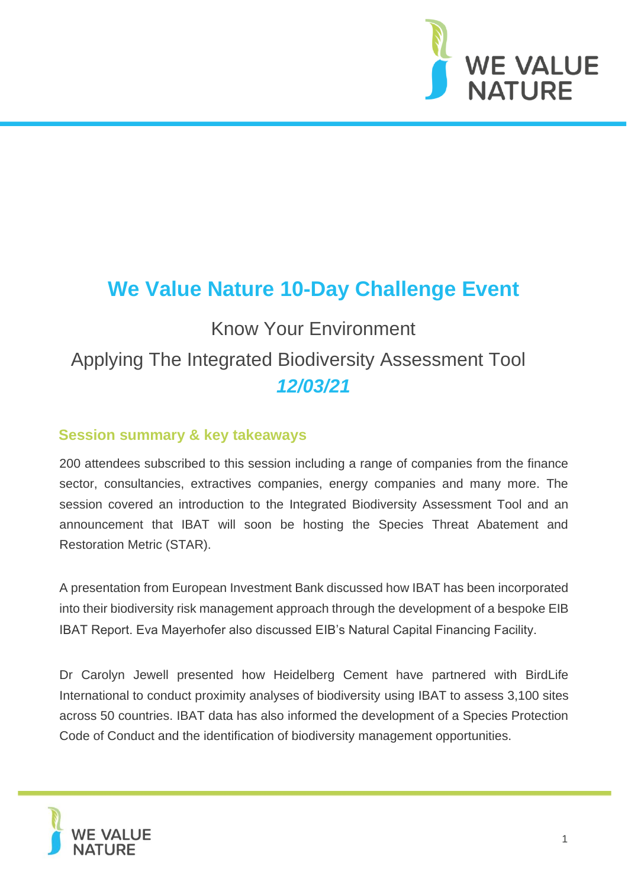# We Value Nature 10-Day Challenge Event

Know Your Environment

Applying The Integrated Biodiversity Assessment Tool

***12/03/21***

## Session summary & key takeaways

200 attendees subscribed to this session including a range of companies from the finance sector, consultancies, extractives companies, energy companies and many more. The session covered an introduction to the Integrated Biodiversity Assessment Tool and an announcement that IBAT will soon be hosting the Species Threat Abatement and Restoration Metric (STAR).

A presentation from European Investment Bank discussed how IBAT has been incorporated into their biodiversity risk management approach through the development of a bespoke EIB IBAT Report. Eva Mayerhofer also discussed EIB's Natural Capital Financing Facility.

Dr Carolyn Jewell presented how Heidelberg Cement have partnered with BirdLife International to conduct proximity analyses of biodiversity using IBAT to assess 3,100 sites across 50 countries. IBAT data has also informed the development of a Species Protection Code of Conduct and the identification of biodiversity management opportunities.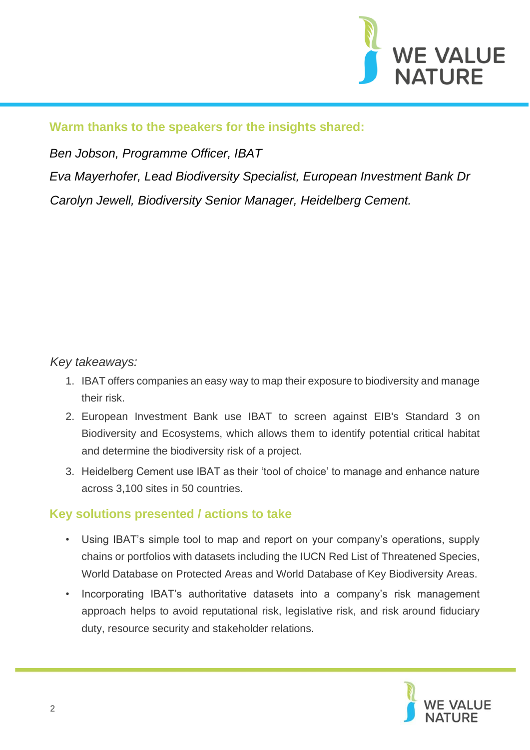## Warm thanks to the speakers for the insights shared:

*Ben Jobson, Programme Officer, IBAT*

*Eva Mayerhofer, Lead Biodiversity Specialist, European Investment Bank Dr Carolyn Jewell, Biodiversity Senior Manager, Heidelberg Cement.*

*Key takeaways:*

1. IBAT offers companies an easy way to map their exposure to biodiversity and manage their risk.
2. European Investment Bank use IBAT to screen against EIB's Standard 3 on Biodiversity and Ecosystems, which allows them to identify potential critical habitat and determine the biodiversity risk of a project.
3. Heidelberg Cement use IBAT as their 'tool of choice' to manage and enhance nature across 3,100 sites in 50 countries.

## Key solutions presented / actions to take

- Using IBAT's simple tool to map and report on your company's operations, supply chains or portfolios with datasets including the IUCN Red List of Threatened Species, World Database on Protected Areas and World Database of Key Biodiversity Areas.
- Incorporating IBAT's authoritative datasets into a company's risk management approach helps to avoid reputational risk, legislative risk, and risk around fiduciary duty, resource security and stakeholder relations.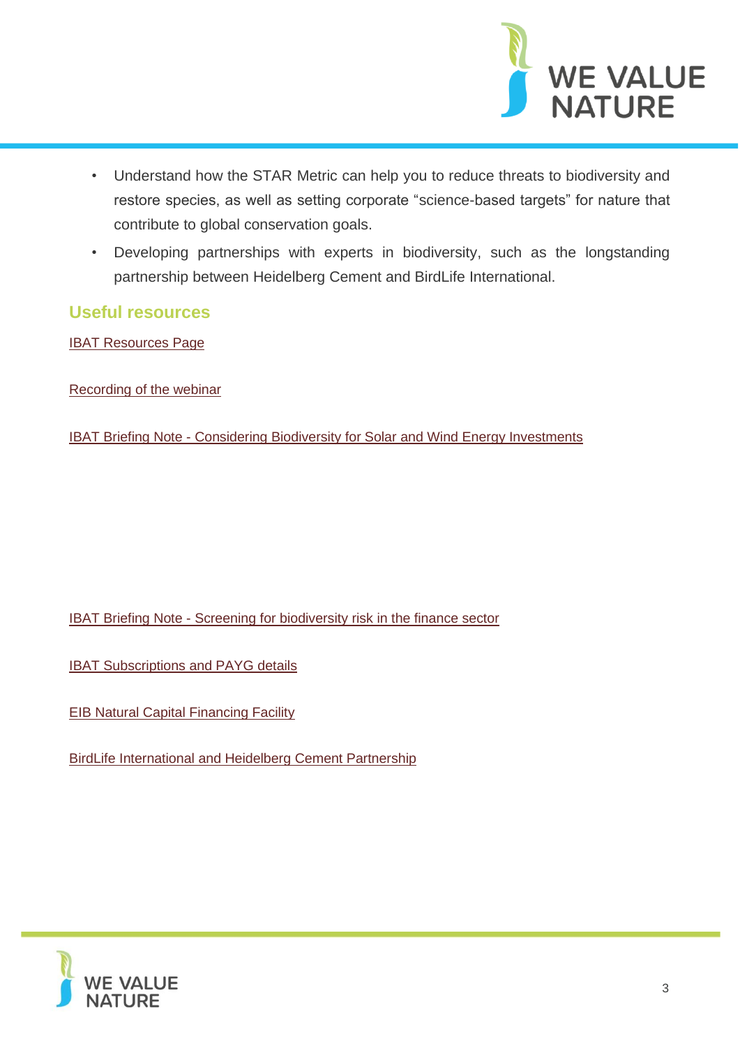- Understand how the STAR Metric can help you to reduce threats to biodiversity and restore species, as well as setting corporate "science-based targets" for nature that contribute to global conservation goals.
- Developing partnerships with experts in biodiversity, such as the longstanding partnership between Heidelberg Cement and BirdLife International.

## Useful resources

IBAT Resources Page

Recording of the webinar

IBAT Briefing Note - Considering Biodiversity for Solar and Wind Energy Investments

IBAT Briefing Note - Screening for biodiversity risk in the finance sector

IBAT Subscriptions and PAYG details

EIB Natural Capital Financing Facility

BirdLife International and Heidelberg Cement Partnership